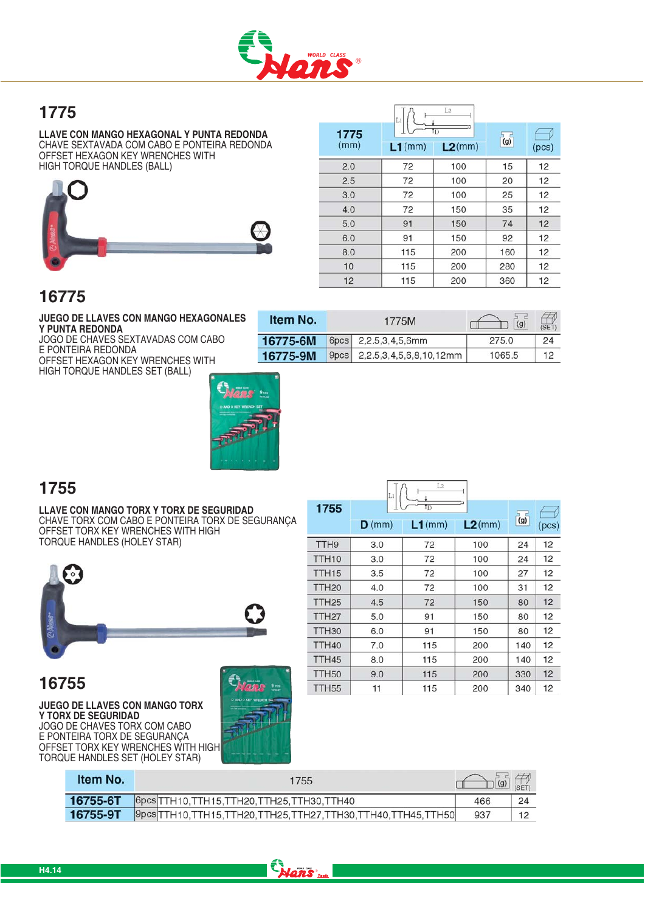## 1775

**LLAVE CON MANGO HEXAGONAL Y PUNTA REDONDA**
CHAVE SEXTAVADA COM CABO E PONTEIRA REDONDA
OFFSET HEXAGON KEY WRENCHES WITH
HIGH TORQUE HANDLES (BALL)

| 1775 (mm) | L1 (mm) | L2 (mm) | (g) | (pcs) |
|---|---|---|---|---|
| 2.0 | 72 | 100 | 15 | 12 |
| 2.5 | 72 | 100 | 20 | 12 |
| 3.0 | 72 | 100 | 25 | 12 |
| 4.0 | 72 | 150 | 35 | 12 |
| 5.0 | 91 | 150 | 74 | 12 |
| 6.0 | 91 | 150 | 92 | 12 |
| 8.0 | 115 | 200 | 160 | 12 |
| 10 | 115 | 200 | 280 | 12 |
| 12 | 115 | 200 | 360 | 12 |

## 16775

**JUEGO DE LLAVES CON MANGO HEXAGONALES Y PUNTA REDONDA**
JOGO DE CHAVES SEXTAVADAS COM CABO E PONTEIRA REDONDA
OFFSET HEXAGON KEY WRENCHES WITH HIGH TORQUE HANDLES SET (BALL)

| Item No. | | 1775M | (g) | (SET) |
|---|---|---|---|---|
| 16775-6M | 6pcs | 2,2.5,3,4,5,6mm | 275.0 | 24 |
| 16775-9M | 9pcs | 2,2.5,3,4,5,6,8,10,12mm | 1065.5 | 12 |

## 1755

**LLAVE CON MANGO TORX Y TORX DE SEGURIDAD**
CHAVE TORX COM CABO E PONTEIRA TORX DE SEGURANÇA
OFFSET TORX KEY WRENCHES WITH HIGH
TORQUE HANDLES (HOLEY STAR)

| 1755 | D (mm) | L1 (mm) | L2 (mm) | (g) | (pcs) |
|---|---|---|---|---|---|
| TTH9 | 3.0 | 72 | 100 | 24 | 12 |
| TTH10 | 3.0 | 72 | 100 | 24 | 12 |
| TTH15 | 3.5 | 72 | 100 | 27 | 12 |
| TTH20 | 4.0 | 72 | 100 | 31 | 12 |
| TTH25 | 4.5 | 72 | 150 | 80 | 12 |
| TTH27 | 5.0 | 91 | 150 | 80 | 12 |
| TTH30 | 6.0 | 91 | 150 | 80 | 12 |
| TTH40 | 7.0 | 115 | 200 | 140 | 12 |
| TTH45 | 8.0 | 115 | 200 | 140 | 12 |
| TTH50 | 9.0 | 115 | 200 | 330 | 12 |
| TTH55 | 11 | 115 | 200 | 340 | 12 |

## 16755

**JUEGO DE LLAVES CON MANGO TORX Y TORX DE SEGURIDAD**
JOGO DE CHAVES TORX COM CABO E PONTEIRA TORX DE SEGURANÇA
OFFSET TORX KEY WRENCHES WITH HIGH TORQUE HANDLES SET (HOLEY STAR)

| Item No. | | 1755 | (g) | (SET) |
|---|---|---|---|---|
| 16755-6T | 6pcs | TTH10,TTH15,TTH20,TTH25,TTH30,TTH40 | 466 | 24 |
| 16755-9T | 9pcs | TTH10,TTH15,TTH20,TTH25,TTH27,TTH30,TTH40,TTH45,TTH50 | 937 | 12 |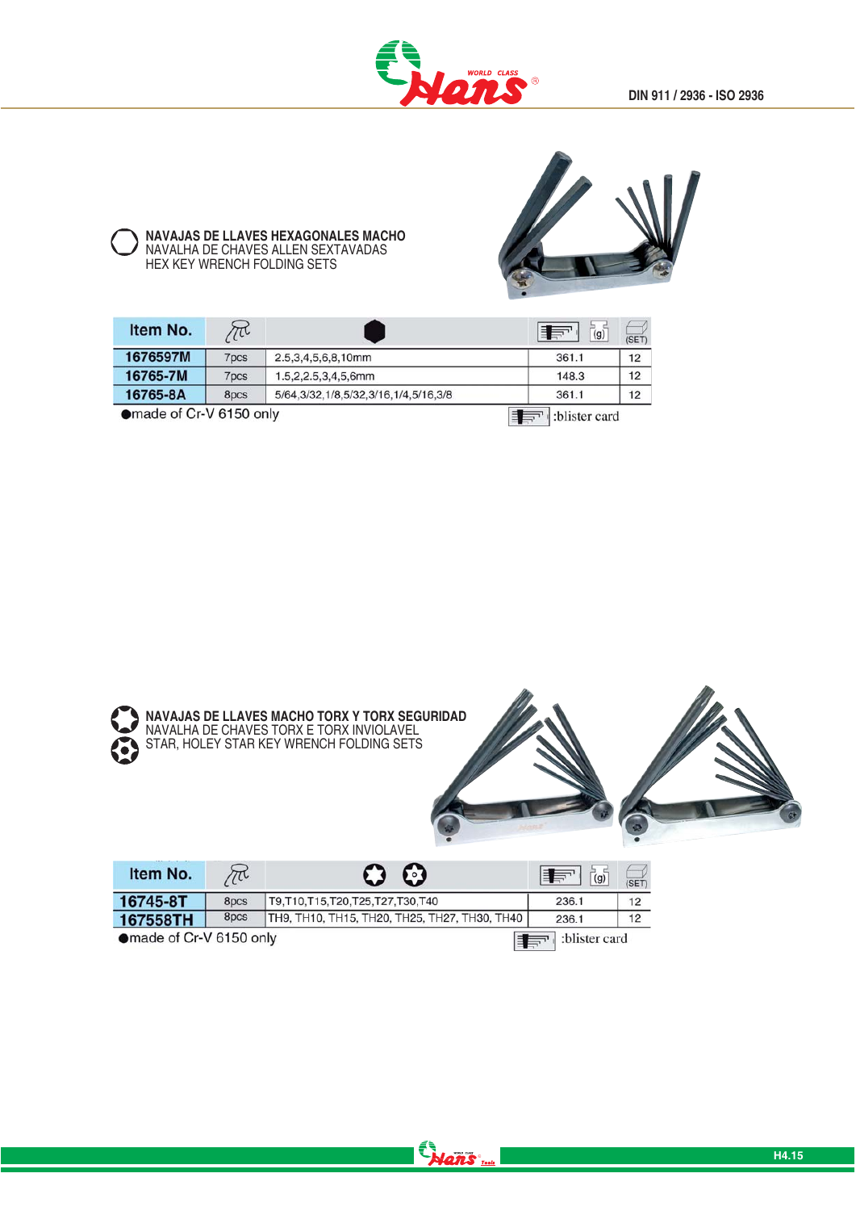DIN 911 / 2936 - ISO 2936

### NAVAJAS DE LLAVES HEXAGONALES MACHO
NAVALHA DE CHAVES ALLEN SEXTAVADAS
HEX KEY WRENCH FOLDING SETS

| Item No. | pcs | Sizes | (g) | (SET) |
|---|---|---|---|---|
| 1676597M | 7pcs | 2.5,3,4,5,6,8,10mm | 361.1 | 12 |
| 16765-7M | 7pcs | 1.5,2,2.5,3,4,5,6mm | 148.3 | 12 |
| 16765-8A | 8pcs | 5/64,3/32,1/8,5/32,3/16,1/4,5/16,3/8 | 361.1 | 12 |

●made of Cr-V 6150 only

:blister card

### NAVAJAS DE LLAVES MACHO TORX Y TORX SEGURIDAD
NAVALHA DE CHAVES TORX E TORX INVIOLAVEL
STAR, HOLEY STAR KEY WRENCH FOLDING SETS

| Item No. | pcs | Sizes | (g) | (SET) |
|---|---|---|---|---|
| 16745-8T | 8pcs | T9,T10,T15,T20,T25,T27,T30,T40 | 236.1 | 12 |
| 167558TH | 8pcs | TH9, TH10, TH15, TH20, TH25, TH27, TH30, TH40 | 236.1 | 12 |

●made of Cr-V 6150 only

:blister card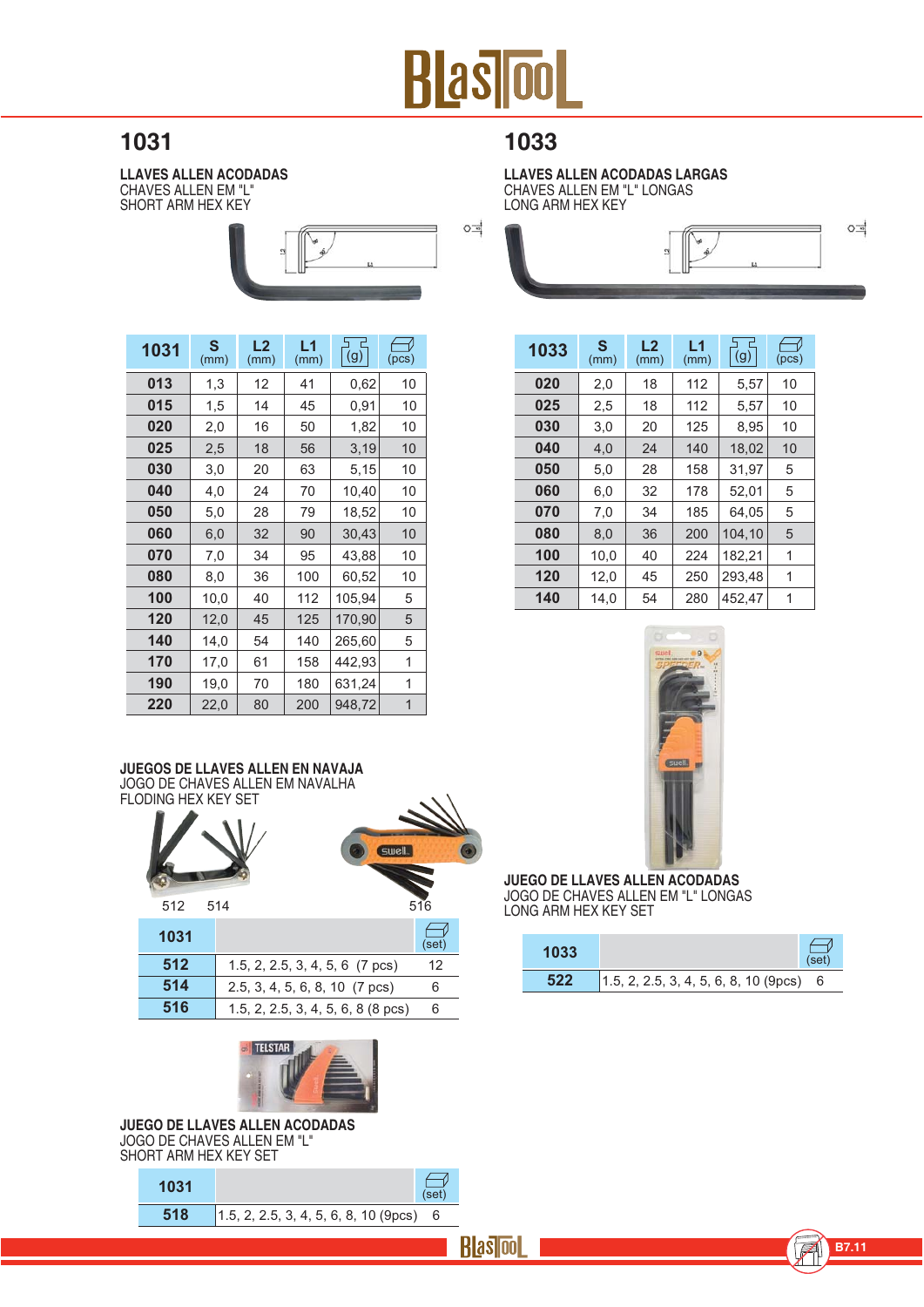## 1031

**LLAVES ALLEN ACODADAS**
CHAVES ALLEN EM "L"
SHORT ARM HEX KEY

| 1031 | S (mm) | L2 (mm) | L1 (mm) | (g) | (pcs) |
|---|---|---|---|---|---|
| 013 | 1,3 | 12 | 41 | 0,62 | 10 |
| 015 | 1,5 | 14 | 45 | 0,91 | 10 |
| 020 | 2,0 | 16 | 50 | 1,82 | 10 |
| 025 | 2,5 | 18 | 56 | 3,19 | 10 |
| 030 | 3,0 | 20 | 63 | 5,15 | 10 |
| 040 | 4,0 | 24 | 70 | 10,40 | 10 |
| 050 | 5,0 | 28 | 79 | 18,52 | 10 |
| 060 | 6,0 | 32 | 90 | 30,43 | 10 |
| 070 | 7,0 | 34 | 95 | 43,88 | 10 |
| 080 | 8,0 | 36 | 100 | 60,52 | 10 |
| 100 | 10,0 | 40 | 112 | 105,94 | 5 |
| 120 | 12,0 | 45 | 125 | 170,90 | 5 |
| 140 | 14,0 | 54 | 140 | 265,60 | 5 |
| 170 | 17,0 | 61 | 158 | 442,93 | 1 |
| 190 | 19,0 | 70 | 180 | 631,24 | 1 |
| 220 | 22,0 | 80 | 200 | 948,72 | 1 |

**JUEGOS DE LLAVES ALLEN EN NAVAJA**
JOGO DE CHAVES ALLEN EM NAVALHA
FLODING HEX KEY SET

512 514 516

| 1031 | | (set) |
|---|---|---|
| 512 | 1.5, 2, 2.5, 3, 4, 5, 6 (7 pcs) | 12 |
| 514 | 2.5, 3, 4, 5, 6, 8, 10 (7 pcs) | 6 |
| 516 | 1.5, 2, 2.5, 3, 4, 5, 6, 8 (8 pcs) | 6 |

**JUEGO DE LLAVES ALLEN ACODADAS**
JOGO DE CHAVES ALLEN EM "L"
SHORT ARM HEX KEY SET

| 1031 | | (set) |
|---|---|---|
| 518 | 1.5, 2, 2.5, 3, 4, 5, 6, 8, 10 (9pcs) | 6 |

## 1033

**LLAVES ALLEN ACODADAS LARGAS**
CHAVES ALLEN EM "L" LONGAS
LONG ARM HEX KEY

| 1033 | S (mm) | L2 (mm) | L1 (mm) | (g) | (pcs) |
|---|---|---|---|---|---|
| 020 | 2,0 | 18 | 112 | 5,57 | 10 |
| 025 | 2,5 | 18 | 112 | 5,57 | 10 |
| 030 | 3,0 | 20 | 125 | 8,95 | 10 |
| 040 | 4,0 | 24 | 140 | 18,02 | 10 |
| 050 | 5,0 | 28 | 158 | 31,97 | 5 |
| 060 | 6,0 | 32 | 178 | 52,01 | 5 |
| 070 | 7,0 | 34 | 185 | 64,05 | 5 |
| 080 | 8,0 | 36 | 200 | 104,10 | 5 |
| 100 | 10,0 | 40 | 224 | 182,21 | 1 |
| 120 | 12,0 | 45 | 250 | 293,48 | 1 |
| 140 | 14,0 | 54 | 280 | 452,47 | 1 |

**JUEGO DE LLAVES ALLEN ACODADAS**
JOGO DE CHAVES ALLEN EM "L" LONGAS
LONG ARM HEX KEY SET

| 1033 | | (set) |
|---|---|---|
| 522 | 1.5, 2, 2.5, 3, 4, 5, 6, 8, 10 (9pcs) | 6 |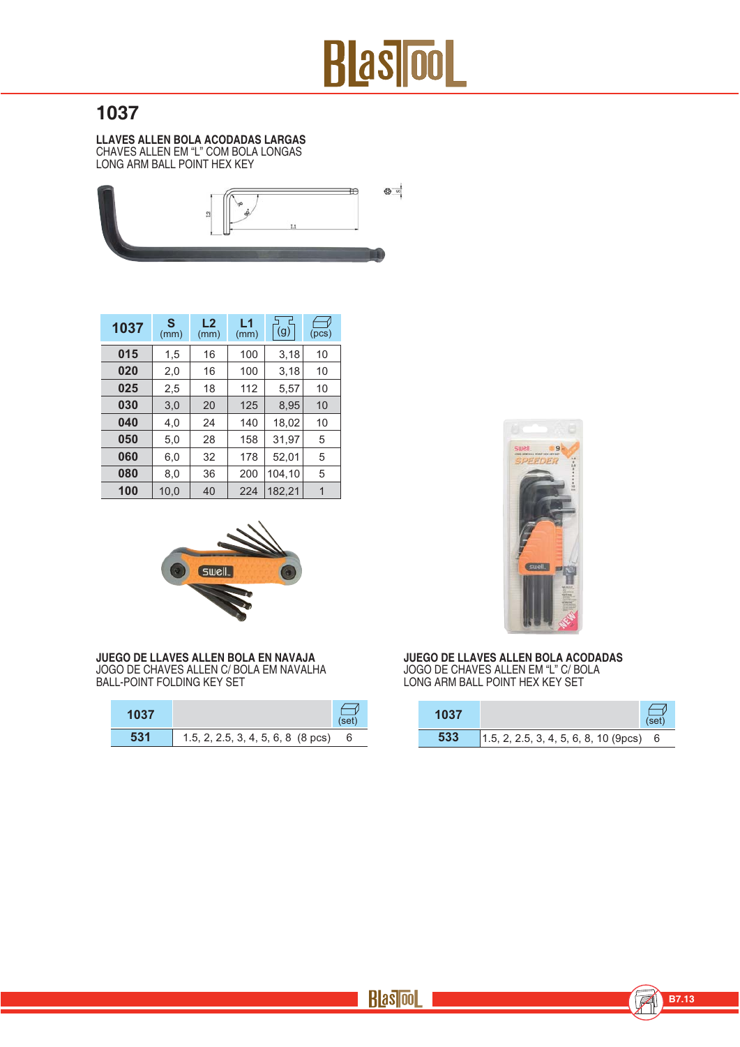# 1037

**LLAVES ALLEN BOLA ACODADAS LARGAS**
CHAVES ALLEN EM "L" COM BOLA LONGAS
LONG ARM BALL POINT HEX KEY

| 1037 | S (mm) | L2 (mm) | L1 (mm) | (g) | (pcs) |
|---|---|---|---|---|---|
| **015** | 1,5 | 16 | 100 | 3,18 | 10 |
| **020** | 2,0 | 16 | 100 | 3,18 | 10 |
| **025** | 2,5 | 18 | 112 | 5,57 | 10 |
| **030** | 3,0 | 20 | 125 | 8,95 | 10 |
| **040** | 4,0 | 24 | 140 | 18,02 | 10 |
| **050** | 5,0 | 28 | 158 | 31,97 | 5 |
| **060** | 6,0 | 32 | 178 | 52,01 | 5 |
| **080** | 8,0 | 36 | 200 | 104,10 | 5 |
| **100** | 10,0 | 40 | 224 | 182,21 | 1 |

**JUEGO DE LLAVES ALLEN BOLA EN NAVAJA**
JOGO DE CHAVES ALLEN C/ BOLA EM NAVALHA
BALL-POINT FOLDING KEY SET

| 1037 | | (set) |
|---|---|---|
| **531** | 1.5, 2, 2.5, 3, 4, 5, 6, 8 (8 pcs) | 6 |

**JUEGO DE LLAVES ALLEN BOLA ACODADAS**
JOGO DE CHAVES ALLEN EM "L" C/ BOLA
LONG ARM BALL POINT HEX KEY SET

| 1037 | | (set) |
|---|---|---|
| **533** | 1.5, 2, 2.5, 3, 4, 5, 6, 8, 10 (9pcs) | 6 |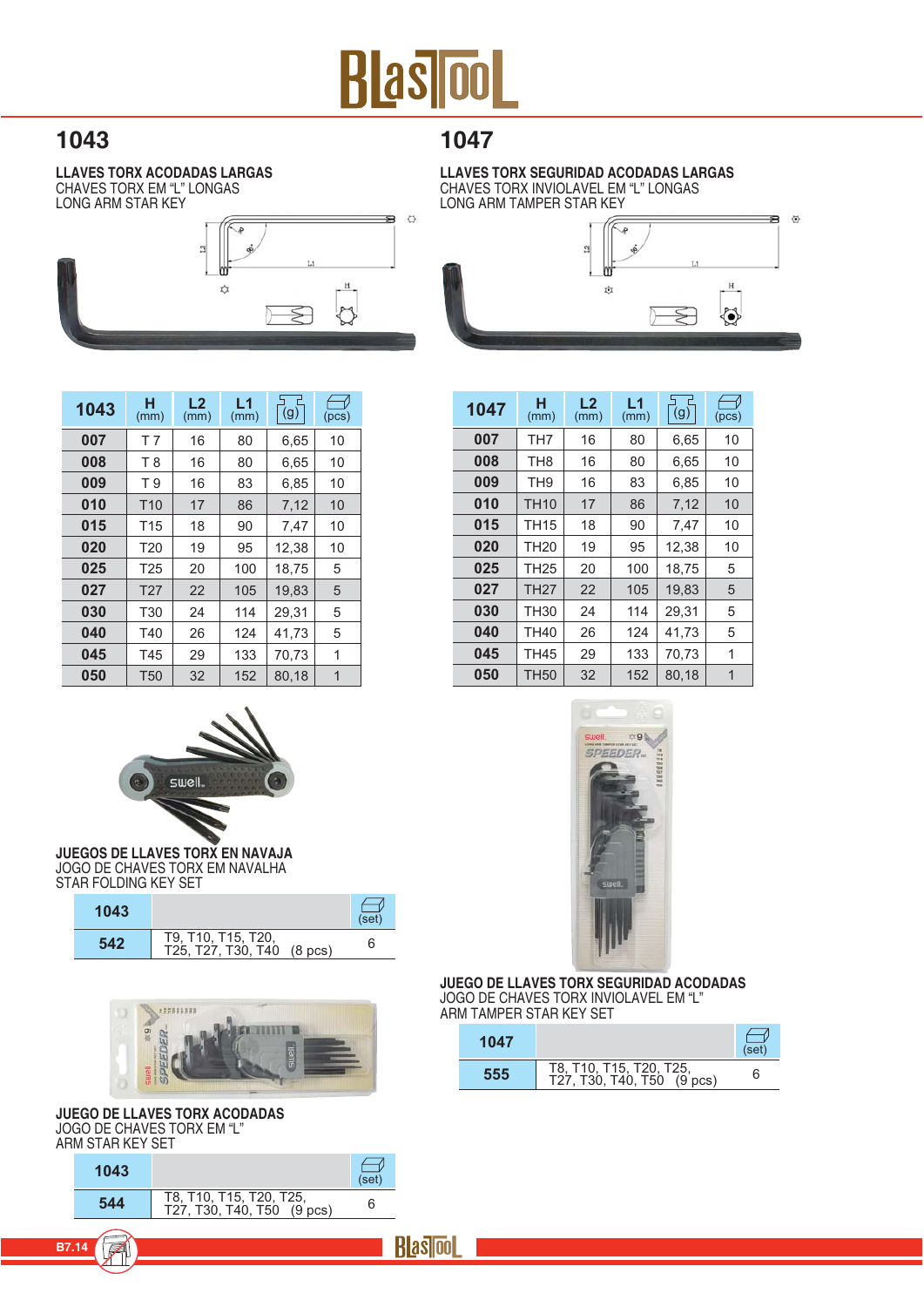## 1043

**LLAVES TORX ACODADAS LARGAS**
CHAVES TORX EM "L" LONGAS
LONG ARM STAR KEY

| 1043 | H (mm) | L2 (mm) | L1 (mm) | (g) | (pcs) |
|---|---|---|---|---|---|
| 007 | T 7 | 16 | 80 | 6,65 | 10 |
| 008 | T 8 | 16 | 80 | 6,65 | 10 |
| 009 | T 9 | 16 | 83 | 6,85 | 10 |
| 010 | T10 | 17 | 86 | 7,12 | 10 |
| 015 | T15 | 18 | 90 | 7,47 | 10 |
| 020 | T20 | 19 | 95 | 12,38 | 10 |
| 025 | T25 | 20 | 100 | 18,75 | 5 |
| 027 | T27 | 22 | 105 | 19,83 | 5 |
| 030 | T30 | 24 | 114 | 29,31 | 5 |
| 040 | T40 | 26 | 124 | 41,73 | 5 |
| 045 | T45 | 29 | 133 | 70,73 | 1 |
| 050 | T50 | 32 | 152 | 80,18 | 1 |

**JUEGOS DE LLAVES TORX EN NAVAJA**
JOGO DE CHAVES TORX EM NAVALHA
STAR FOLDING KEY SET

| 1043 | | (set) |
|---|---|---|
| 542 | T9, T10, T15, T20, T25, T27, T30, T40 (8 pcs) | 6 |

**JUEGO DE LLAVES TORX ACODADAS**
JOGO DE CHAVES TORX EM "L"
ARM STAR KEY SET

| 1043 | | (set) |
|---|---|---|
| 544 | T8, T10, T15, T20, T25, T27, T30, T40, T50 (9 pcs) | 6 |

## 1047

**LLAVES TORX SEGURIDAD ACODADAS LARGAS**
CHAVES TORX INVIOLAVEL EM "L" LONGAS
LONG ARM TAMPER STAR KEY

| 1047 | H (mm) | L2 (mm) | L1 (mm) | (g) | (pcs) |
|---|---|---|---|---|---|
| 007 | TH7 | 16 | 80 | 6,65 | 10 |
| 008 | TH8 | 16 | 80 | 6,65 | 10 |
| 009 | TH9 | 16 | 83 | 6,85 | 10 |
| 010 | TH10 | 17 | 86 | 7,12 | 10 |
| 015 | TH15 | 18 | 90 | 7,47 | 10 |
| 020 | TH20 | 19 | 95 | 12,38 | 10 |
| 025 | TH25 | 20 | 100 | 18,75 | 5 |
| 027 | TH27 | 22 | 105 | 19,83 | 5 |
| 030 | TH30 | 24 | 114 | 29,31 | 5 |
| 040 | TH40 | 26 | 124 | 41,73 | 5 |
| 045 | TH45 | 29 | 133 | 70,73 | 1 |
| 050 | TH50 | 32 | 152 | 80,18 | 1 |

**JUEGO DE LLAVES TORX SEGURIDAD ACODADAS**
JOGO DE CHAVES TORX INVIOLAVEL EM "L"
ARM TAMPER STAR KEY SET

| 1047 | | (set) |
|---|---|---|
| 555 | T8, T10, T15, T20, T25, T27, T30, T40, T50 (9 pcs) | 6 |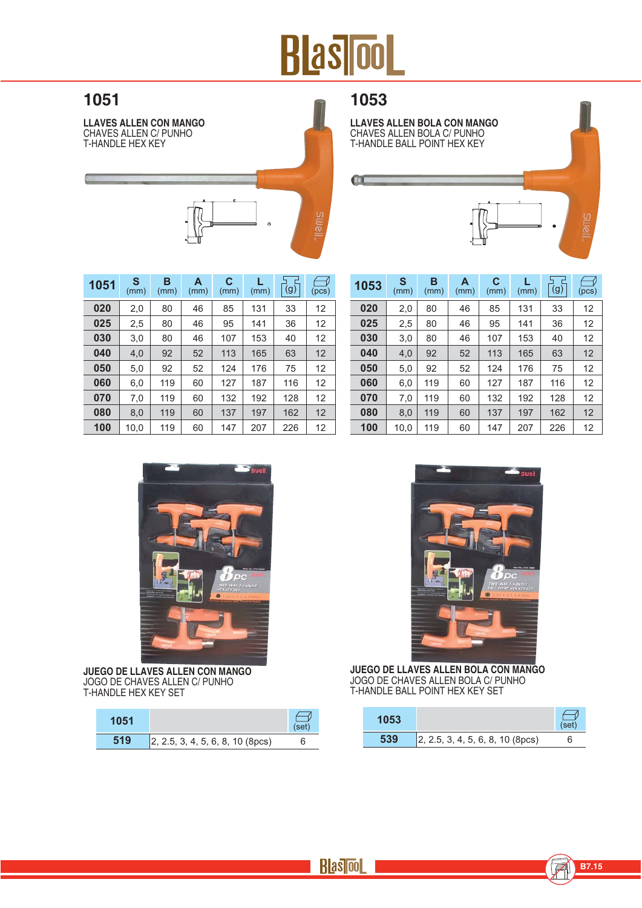## 1051

**LLAVES ALLEN CON MANGO**
CHAVES ALLEN C/ PUNHO
T-HANDLE HEX KEY

| 1051 | S (mm) | B (mm) | A (mm) | C (mm) | L (mm) | (g) | (pcs) |
|---|---|---|---|---|---|---|---|
| **020** | 2,0 | 80 | 46 | 85 | 131 | 33 | 12 |
| **025** | 2,5 | 80 | 46 | 95 | 141 | 36 | 12 |
| **030** | 3,0 | 80 | 46 | 107 | 153 | 40 | 12 |
| **040** | 4,0 | 92 | 52 | 113 | 165 | 63 | 12 |
| **050** | 5,0 | 92 | 52 | 124 | 176 | 75 | 12 |
| **060** | 6,0 | 119 | 60 | 127 | 187 | 116 | 12 |
| **070** | 7,0 | 119 | 60 | 132 | 192 | 128 | 12 |
| **080** | 8,0 | 119 | 60 | 137 | 197 | 162 | 12 |
| **100** | 10,0 | 119 | 60 | 147 | 207 | 226 | 12 |

## 1053

**LLAVES ALLEN BOLA CON MANGO**
CHAVES ALLEN BOLA C/ PUNHO
T-HANDLE BALL POINT HEX KEY

| 1053 | S (mm) | B (mm) | A (mm) | C (mm) | L (mm) | (g) | (pcs) |
|---|---|---|---|---|---|---|---|
| **020** | 2,0 | 80 | 46 | 85 | 131 | 33 | 12 |
| **025** | 2,5 | 80 | 46 | 95 | 141 | 36 | 12 |
| **030** | 3,0 | 80 | 46 | 107 | 153 | 40 | 12 |
| **040** | 4,0 | 92 | 52 | 113 | 165 | 63 | 12 |
| **050** | 5,0 | 92 | 52 | 124 | 176 | 75 | 12 |
| **060** | 6,0 | 119 | 60 | 127 | 187 | 116 | 12 |
| **070** | 7,0 | 119 | 60 | 132 | 192 | 128 | 12 |
| **080** | 8,0 | 119 | 60 | 137 | 197 | 162 | 12 |
| **100** | 10,0 | 119 | 60 | 147 | 207 | 226 | 12 |

**JUEGO DE LLAVES ALLEN CON MANGO**
JOGO DE CHAVES ALLEN C/ PUNHO
T-HANDLE HEX KEY SET

| 1051 | | (set) |
|---|---|---|
| **519** | 2, 2.5, 3, 4, 5, 6, 8, 10 (8pcs) | 6 |

**JUEGO DE LLAVES ALLEN BOLA CON MANGO**
JOGO DE CHAVES ALLEN BOLA C/ PUNHO
T-HANDLE BALL POINT HEX KEY SET

| 1053 | | (set) |
|---|---|---|
| **539** | 2, 2.5, 3, 4, 5, 6, 8, 10 (8pcs) | 6 |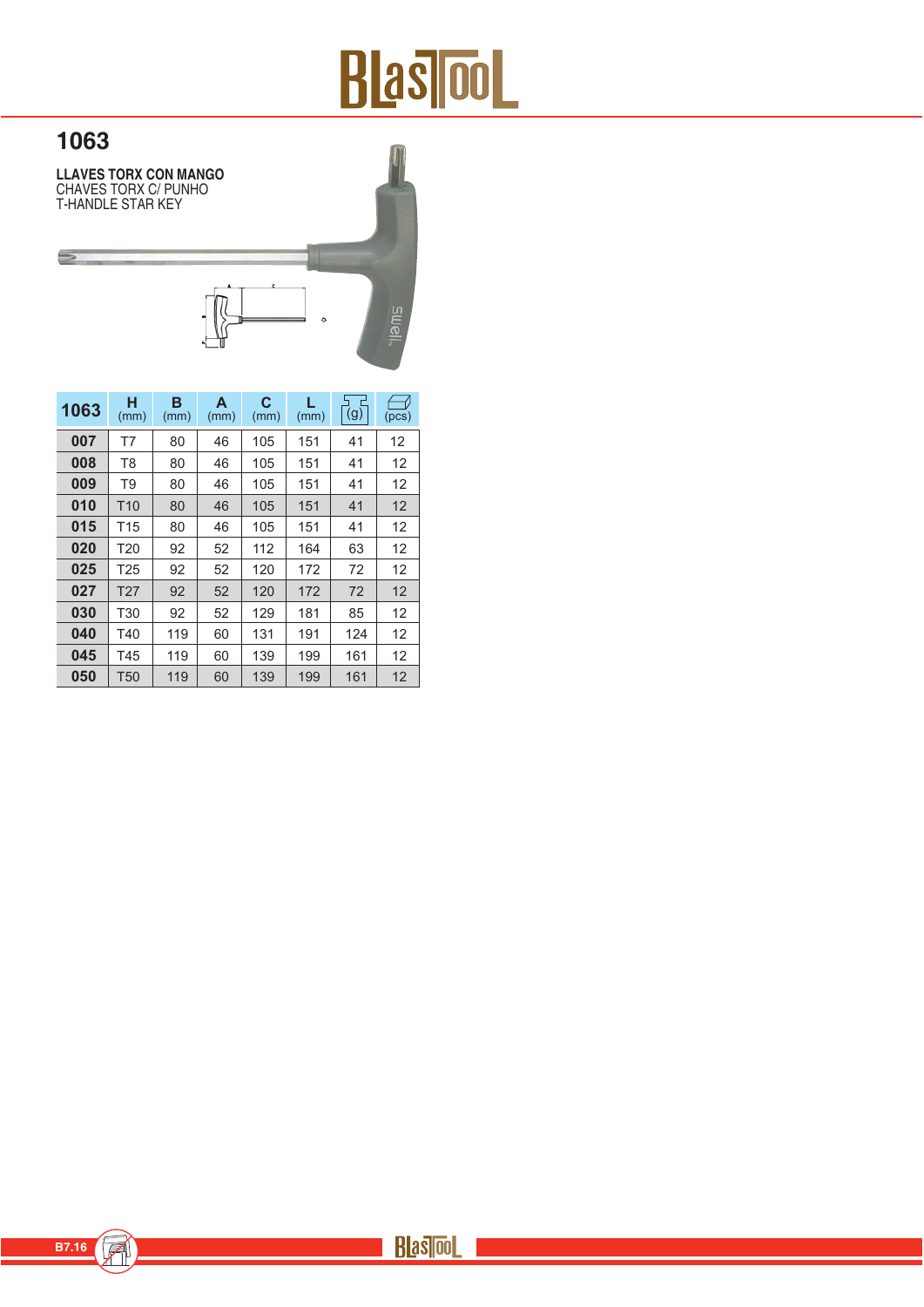# 1063

**LLAVES TORX CON MANGO**
CHAVES TORX C/ PUNHO
T-HANDLE STAR KEY

| 1063 | H (mm) | B (mm) | A (mm) | C (mm) | L (mm) | (g) | (pcs) |
|---|---|---|---|---|---|---|---|
| 007 | T7 | 80 | 46 | 105 | 151 | 41 | 12 |
| 008 | T8 | 80 | 46 | 105 | 151 | 41 | 12 |
| 009 | T9 | 80 | 46 | 105 | 151 | 41 | 12 |
| 010 | T10 | 80 | 46 | 105 | 151 | 41 | 12 |
| 015 | T15 | 80 | 46 | 105 | 151 | 41 | 12 |
| 020 | T20 | 92 | 52 | 112 | 164 | 63 | 12 |
| 025 | T25 | 92 | 52 | 120 | 172 | 72 | 12 |
| 027 | T27 | 92 | 52 | 120 | 172 | 72 | 12 |
| 030 | T30 | 92 | 52 | 129 | 181 | 85 | 12 |
| 040 | T40 | 119 | 60 | 131 | 191 | 124 | 12 |
| 045 | T45 | 119 | 60 | 139 | 199 | 161 | 12 |
| 050 | T50 | 119 | 60 | 139 | 199 | 161 | 12 |